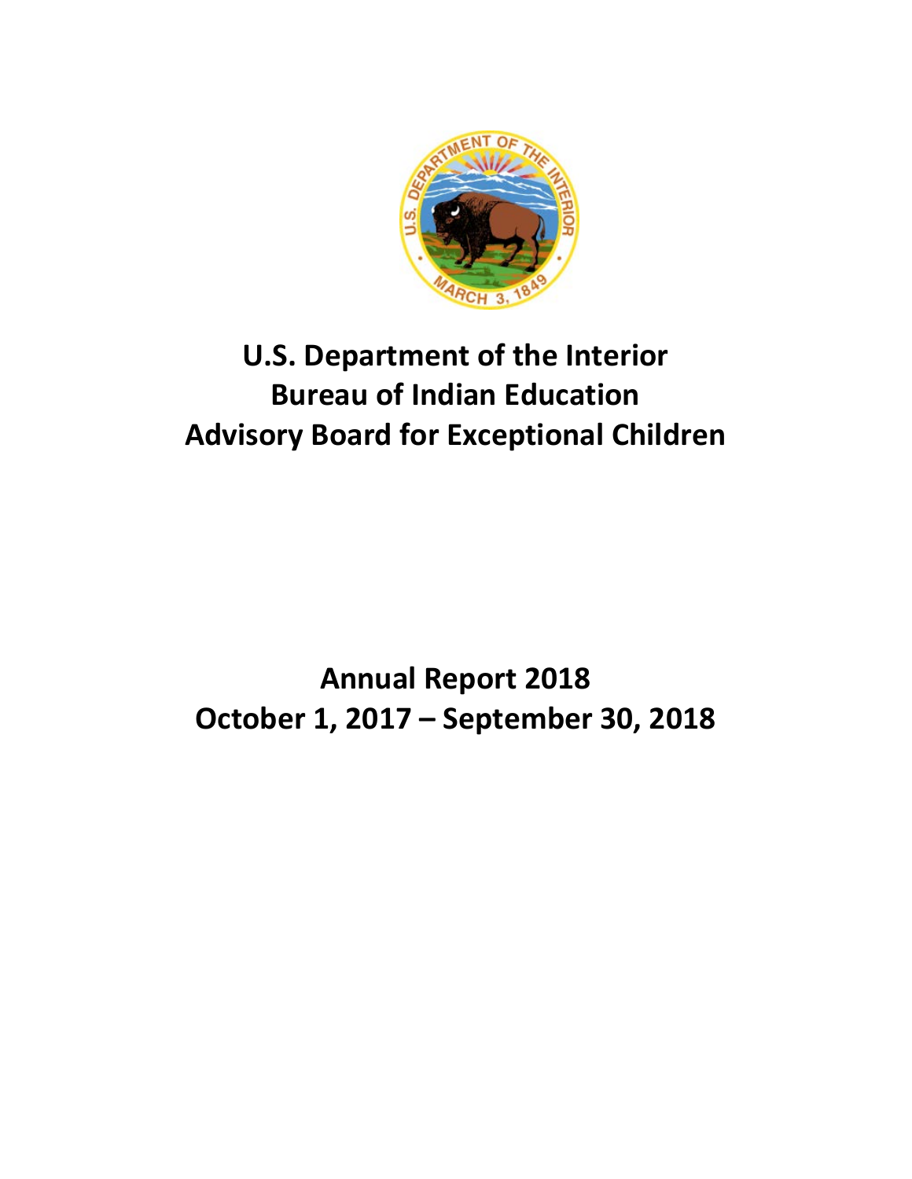# U.S. Department of the Interior
# Bureau of Indian Education
# Advisory Board for Exceptional Children

## Annual Report 2018
## October 1, 2017 – September 30, 2018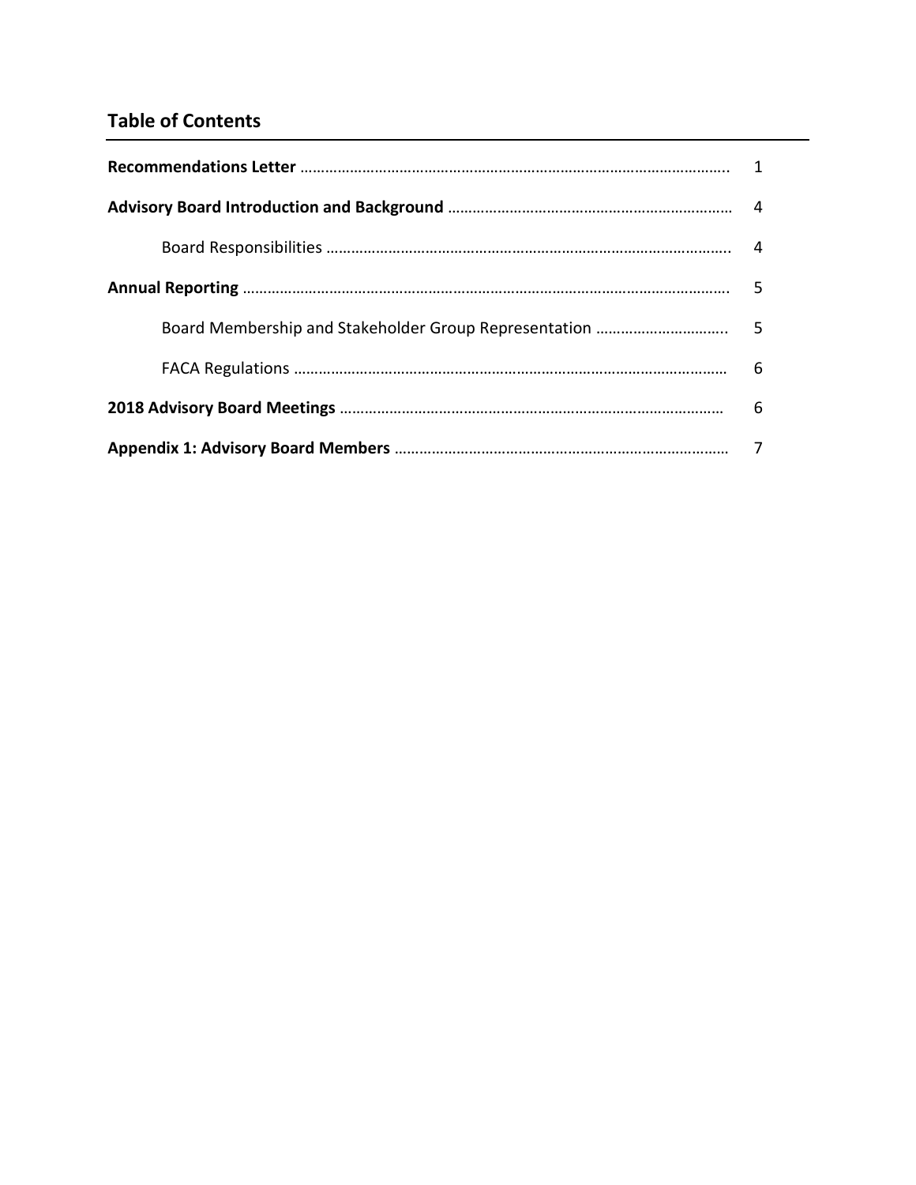## Table of Contents

| | |
|---|---|
| **Recommendations Letter** | 1 |
| **Advisory Board Introduction and Background** | 4 |
| Board Responsibilities | 4 |
| **Annual Reporting** | 5 |
| Board Membership and Stakeholder Group Representation | 5 |
| FACA Regulations | 6 |
| **2018 Advisory Board Meetings** | 6 |
| **Appendix 1: Advisory Board Members** | 7 |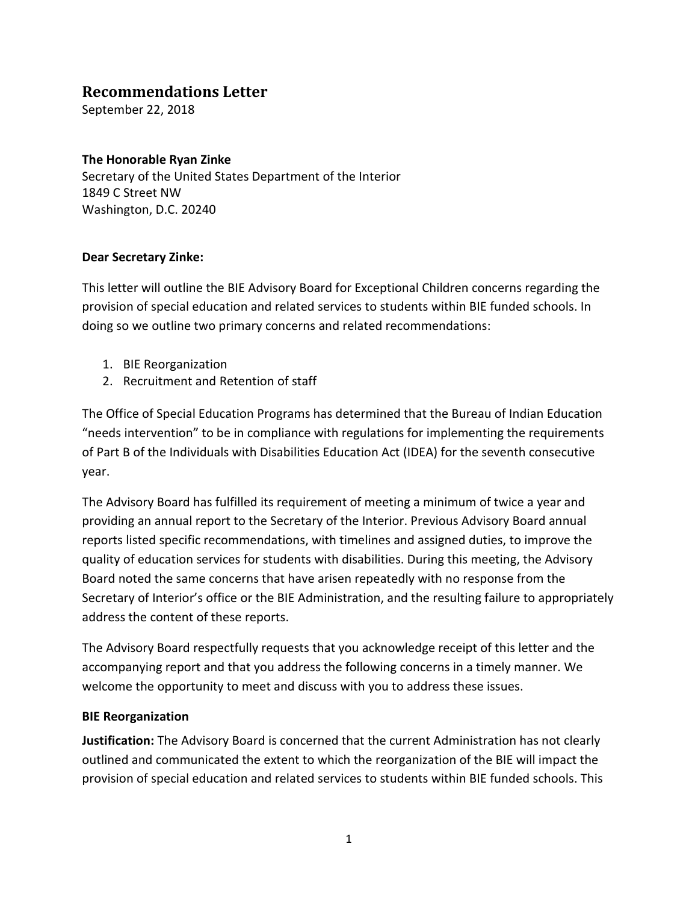## Recommendations Letter

September 22, 2018

**The Honorable Ryan Zinke**
Secretary of the United States Department of the Interior
1849 C Street NW
Washington, D.C. 20240

**Dear Secretary Zinke:**

This letter will outline the BIE Advisory Board for Exceptional Children concerns regarding the provision of special education and related services to students within BIE funded schools. In doing so we outline two primary concerns and related recommendations:

1. BIE Reorganization
2. Recruitment and Retention of staff

The Office of Special Education Programs has determined that the Bureau of Indian Education "needs intervention" to be in compliance with regulations for implementing the requirements of Part B of the Individuals with Disabilities Education Act (IDEA) for the seventh consecutive year.

The Advisory Board has fulfilled its requirement of meeting a minimum of twice a year and providing an annual report to the Secretary of the Interior. Previous Advisory Board annual reports listed specific recommendations, with timelines and assigned duties, to improve the quality of education services for students with disabilities. During this meeting, the Advisory Board noted the same concerns that have arisen repeatedly with no response from the Secretary of Interior's office or the BIE Administration, and the resulting failure to appropriately address the content of these reports.

The Advisory Board respectfully requests that you acknowledge receipt of this letter and the accompanying report and that you address the following concerns in a timely manner. We welcome the opportunity to meet and discuss with you to address these issues.

**BIE Reorganization**

**Justification:** The Advisory Board is concerned that the current Administration has not clearly outlined and communicated the extent to which the reorganization of the BIE will impact the provision of special education and related services to students within BIE funded schools. This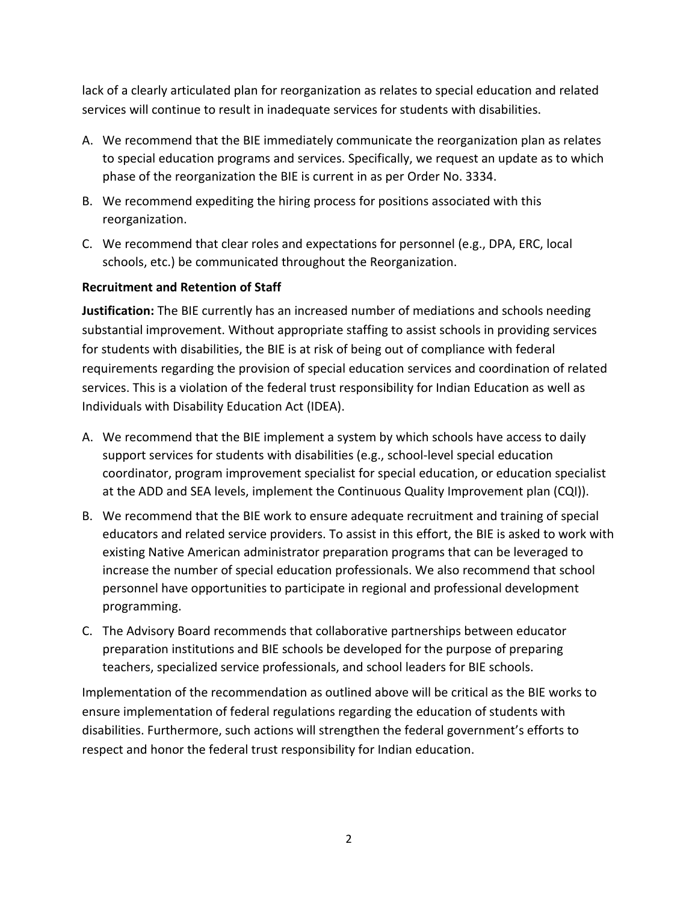lack of a clearly articulated plan for reorganization as relates to special education and related services will continue to result in inadequate services for students with disabilities.

A. We recommend that the BIE immediately communicate the reorganization plan as relates to special education programs and services. Specifically, we request an update as to which phase of the reorganization the BIE is current in as per Order No. 3334.

B. We recommend expediting the hiring process for positions associated with this reorganization.

C. We recommend that clear roles and expectations for personnel (e.g., DPA, ERC, local schools, etc.) be communicated throughout the Reorganization.

**Recruitment and Retention of Staff**

**Justification:** The BIE currently has an increased number of mediations and schools needing substantial improvement. Without appropriate staffing to assist schools in providing services for students with disabilities, the BIE is at risk of being out of compliance with federal requirements regarding the provision of special education services and coordination of related services. This is a violation of the federal trust responsibility for Indian Education as well as Individuals with Disability Education Act (IDEA).

A. We recommend that the BIE implement a system by which schools have access to daily support services for students with disabilities (e.g., school-level special education coordinator, program improvement specialist for special education, or education specialist at the ADD and SEA levels, implement the Continuous Quality Improvement plan (CQI)).

B. We recommend that the BIE work to ensure adequate recruitment and training of special educators and related service providers. To assist in this effort, the BIE is asked to work with existing Native American administrator preparation programs that can be leveraged to increase the number of special education professionals. We also recommend that school personnel have opportunities to participate in regional and professional development programming.

C. The Advisory Board recommends that collaborative partnerships between educator preparation institutions and BIE schools be developed for the purpose of preparing teachers, specialized service professionals, and school leaders for BIE schools.

Implementation of the recommendation as outlined above will be critical as the BIE works to ensure implementation of federal regulations regarding the education of students with disabilities. Furthermore, such actions will strengthen the federal government's efforts to respect and honor the federal trust responsibility for Indian education.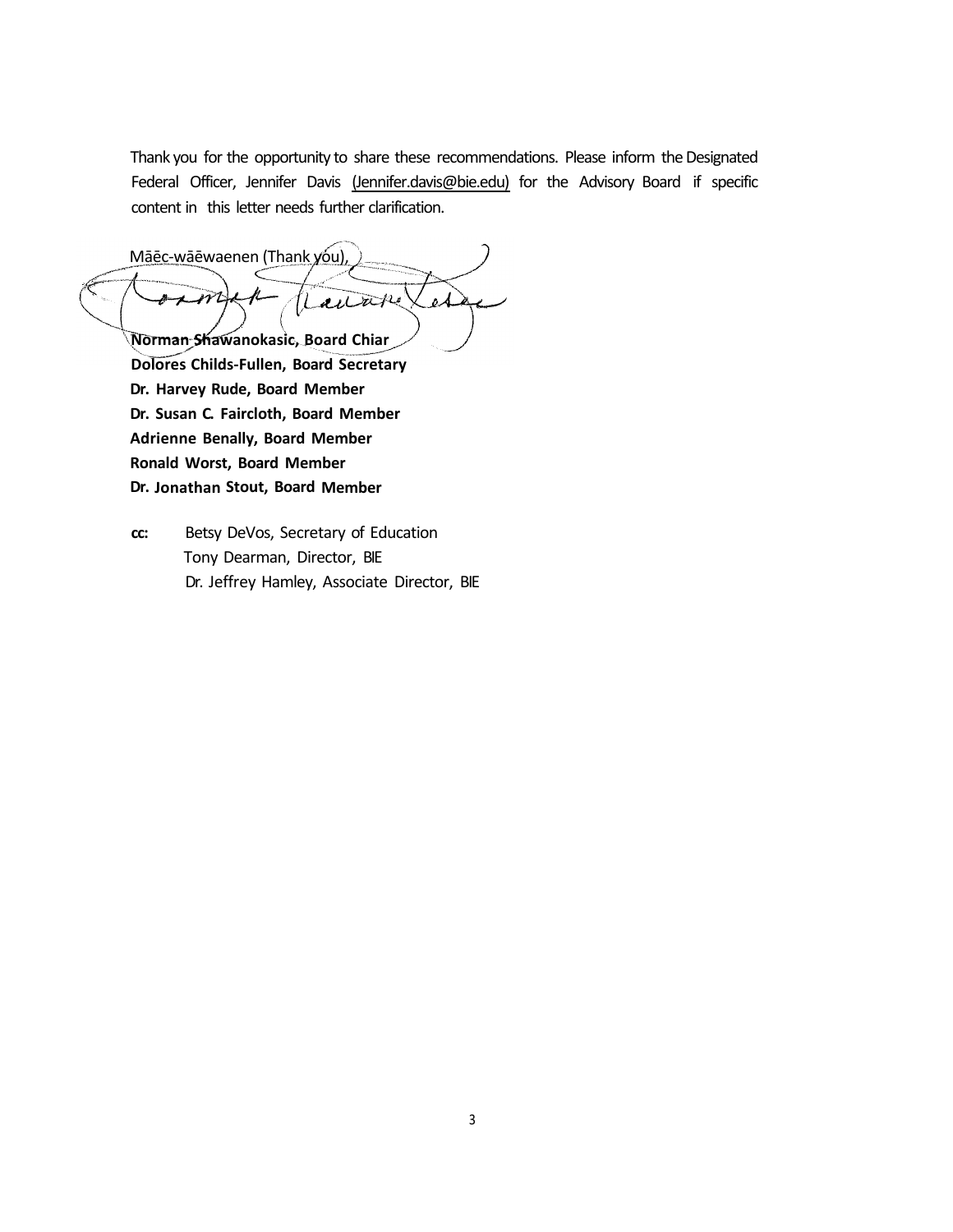Thank you for the opportunity to share these recommendations. Please inform the Designated Federal Officer, Jennifer Davis (Jennifer.davis@bie.edu) for the Advisory Board if specific content in this letter needs further clarification.

Māēc-wāēwaenen (Thank you),

**Norman Shawanokasic, Board Chiar**
**Dolores Childs-Fullen, Board Secretary**
**Dr. Harvey Rude, Board Member**
**Dr. Susan C. Faircloth, Board Member**
**Adrienne Benally, Board Member**
**Ronald Worst, Board Member**
**Dr. Jonathan Stout, Board Member**

**cc:** Betsy DeVos, Secretary of Education
Tony Dearman, Director, BIE
Dr. Jeffrey Hamley, Associate Director, BIE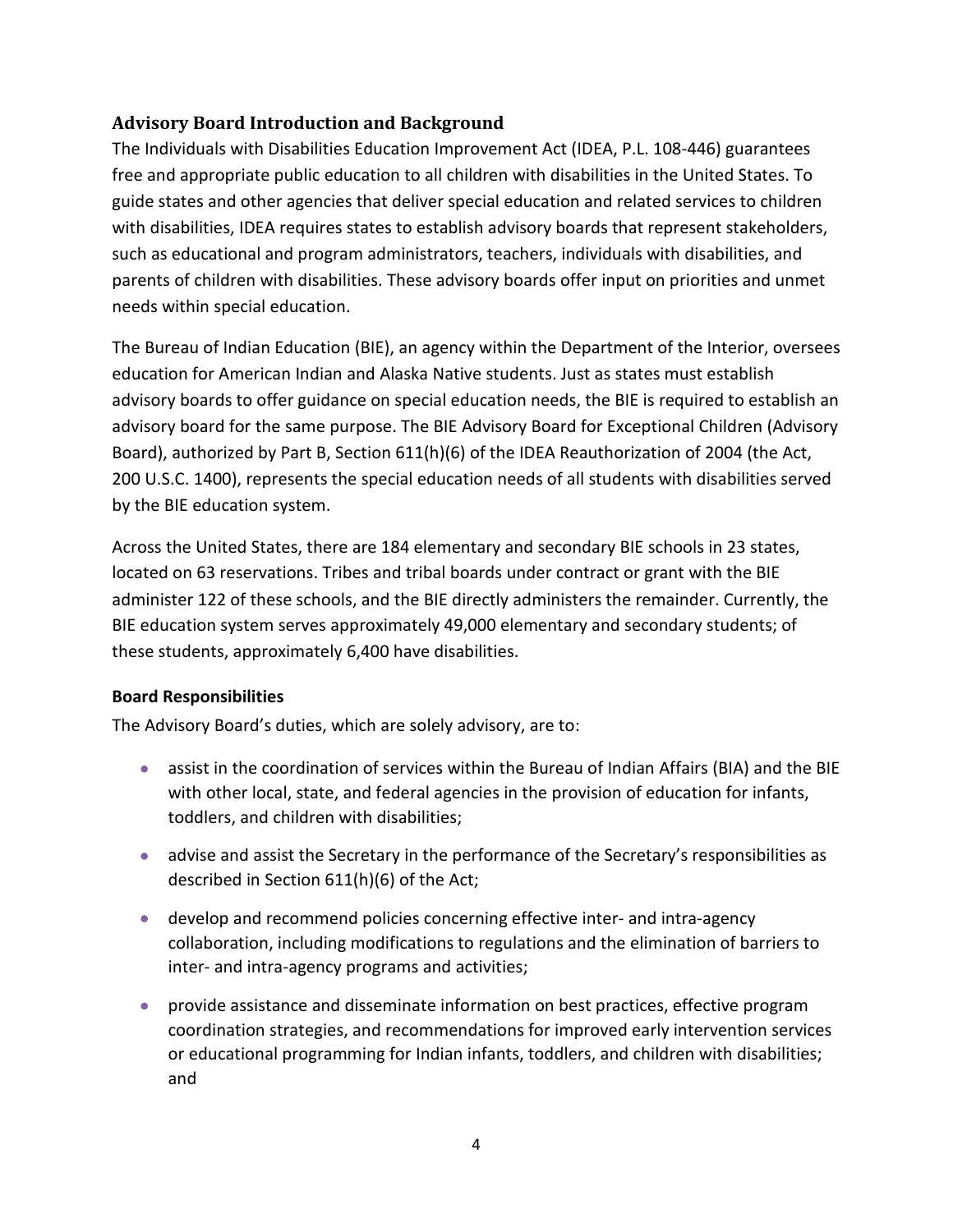## Advisory Board Introduction and Background

The Individuals with Disabilities Education Improvement Act (IDEA, P.L. 108-446) guarantees free and appropriate public education to all children with disabilities in the United States. To guide states and other agencies that deliver special education and related services to children with disabilities, IDEA requires states to establish advisory boards that represent stakeholders, such as educational and program administrators, teachers, individuals with disabilities, and parents of children with disabilities. These advisory boards offer input on priorities and unmet needs within special education.

The Bureau of Indian Education (BIE), an agency within the Department of the Interior, oversees education for American Indian and Alaska Native students. Just as states must establish advisory boards to offer guidance on special education needs, the BIE is required to establish an advisory board for the same purpose. The BIE Advisory Board for Exceptional Children (Advisory Board), authorized by Part B, Section 611(h)(6) of the IDEA Reauthorization of 2004 (the Act, 200 U.S.C. 1400), represents the special education needs of all students with disabilities served by the BIE education system.

Across the United States, there are 184 elementary and secondary BIE schools in 23 states, located on 63 reservations. Tribes and tribal boards under contract or grant with the BIE administer 122 of these schools, and the BIE directly administers the remainder. Currently, the BIE education system serves approximately 49,000 elementary and secondary students; of these students, approximately 6,400 have disabilities.

### Board Responsibilities

The Advisory Board's duties, which are solely advisory, are to:

- assist in the coordination of services within the Bureau of Indian Affairs (BIA) and the BIE with other local, state, and federal agencies in the provision of education for infants, toddlers, and children with disabilities;
- advise and assist the Secretary in the performance of the Secretary's responsibilities as described in Section 611(h)(6) of the Act;
- develop and recommend policies concerning effective inter- and intra-agency collaboration, including modifications to regulations and the elimination of barriers to inter- and intra-agency programs and activities;
- provide assistance and disseminate information on best practices, effective program coordination strategies, and recommendations for improved early intervention services or educational programming for Indian infants, toddlers, and children with disabilities; and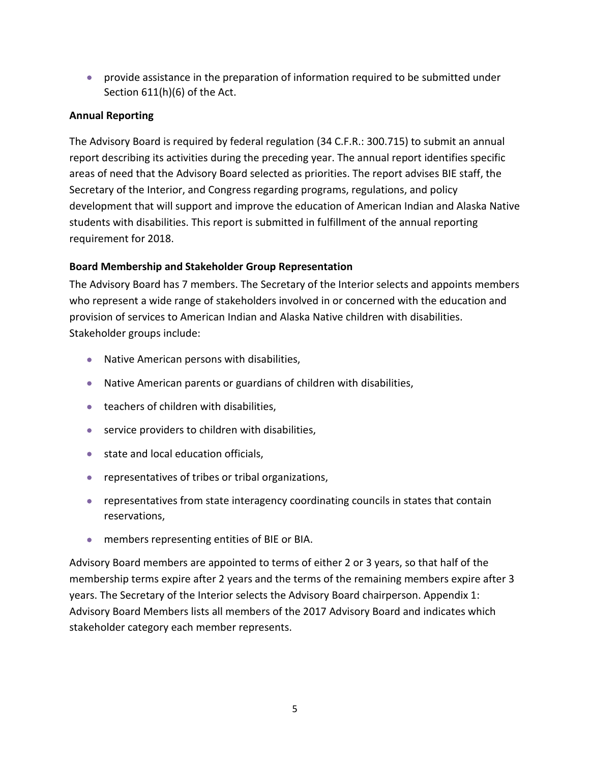- provide assistance in the preparation of information required to be submitted under Section 611(h)(6) of the Act.

### Annual Reporting

The Advisory Board is required by federal regulation (34 C.F.R.: 300.715) to submit an annual report describing its activities during the preceding year. The annual report identifies specific areas of need that the Advisory Board selected as priorities. The report advises BIE staff, the Secretary of the Interior, and Congress regarding programs, regulations, and policy development that will support and improve the education of American Indian and Alaska Native students with disabilities. This report is submitted in fulfillment of the annual reporting requirement for 2018.

### Board Membership and Stakeholder Group Representation

The Advisory Board has 7 members. The Secretary of the Interior selects and appoints members who represent a wide range of stakeholders involved in or concerned with the education and provision of services to American Indian and Alaska Native children with disabilities. Stakeholder groups include:

- Native American persons with disabilities,
- Native American parents or guardians of children with disabilities,
- teachers of children with disabilities,
- service providers to children with disabilities,
- state and local education officials,
- representatives of tribes or tribal organizations,
- representatives from state interagency coordinating councils in states that contain reservations,
- members representing entities of BIE or BIA.

Advisory Board members are appointed to terms of either 2 or 3 years, so that half of the membership terms expire after 2 years and the terms of the remaining members expire after 3 years. The Secretary of the Interior selects the Advisory Board chairperson. Appendix 1: Advisory Board Members lists all members of the 2017 Advisory Board and indicates which stakeholder category each member represents.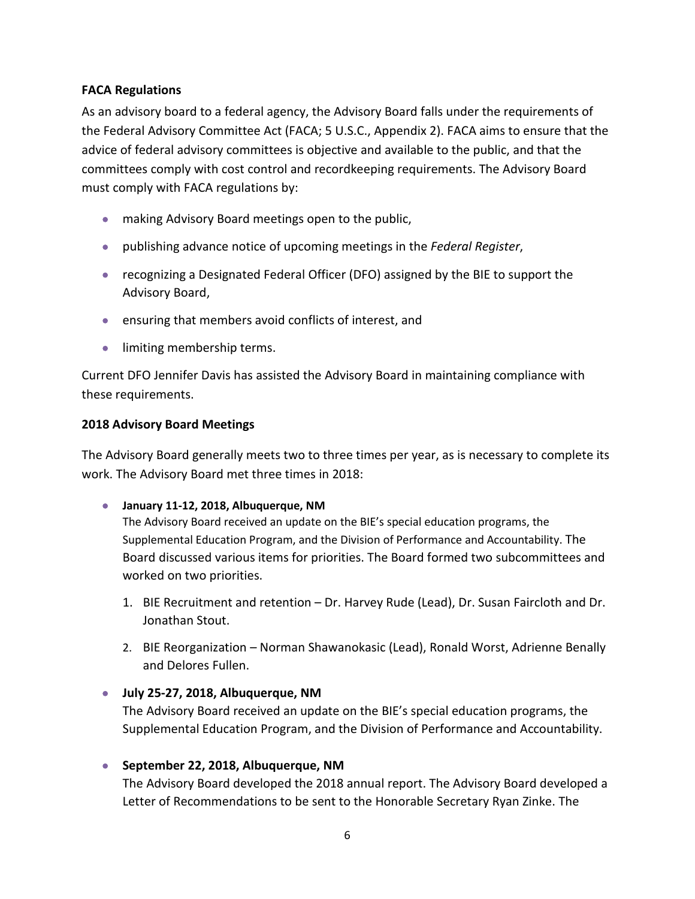**FACA Regulations**

As an advisory board to a federal agency, the Advisory Board falls under the requirements of the Federal Advisory Committee Act (FACA; 5 U.S.C., Appendix 2). FACA aims to ensure that the advice of federal advisory committees is objective and available to the public, and that the committees comply with cost control and recordkeeping requirements. The Advisory Board must comply with FACA regulations by:

- making Advisory Board meetings open to the public,
- publishing advance notice of upcoming meetings in the *Federal Register*,
- recognizing a Designated Federal Officer (DFO) assigned by the BIE to support the Advisory Board,
- ensuring that members avoid conflicts of interest, and
- limiting membership terms.

Current DFO Jennifer Davis has assisted the Advisory Board in maintaining compliance with these requirements.

**2018 Advisory Board Meetings**

The Advisory Board generally meets two to three times per year, as is necessary to complete its work. The Advisory Board met three times in 2018:

- **January 11-12, 2018, Albuquerque, NM**
  The Advisory Board received an update on the BIE's special education programs, the Supplemental Education Program, and the Division of Performance and Accountability. The Board discussed various items for priorities. The Board formed two subcommittees and worked on two priorities.

  1. BIE Recruitment and retention – Dr. Harvey Rude (Lead), Dr. Susan Faircloth and Dr. Jonathan Stout.
  2. BIE Reorganization – Norman Shawanokasic (Lead), Ronald Worst, Adrienne Benally and Delores Fullen.

- **July 25-27, 2018, Albuquerque, NM**
  The Advisory Board received an update on the BIE's special education programs, the Supplemental Education Program, and the Division of Performance and Accountability.

- **September 22, 2018, Albuquerque, NM**
  The Advisory Board developed the 2018 annual report. The Advisory Board developed a Letter of Recommendations to be sent to the Honorable Secretary Ryan Zinke. The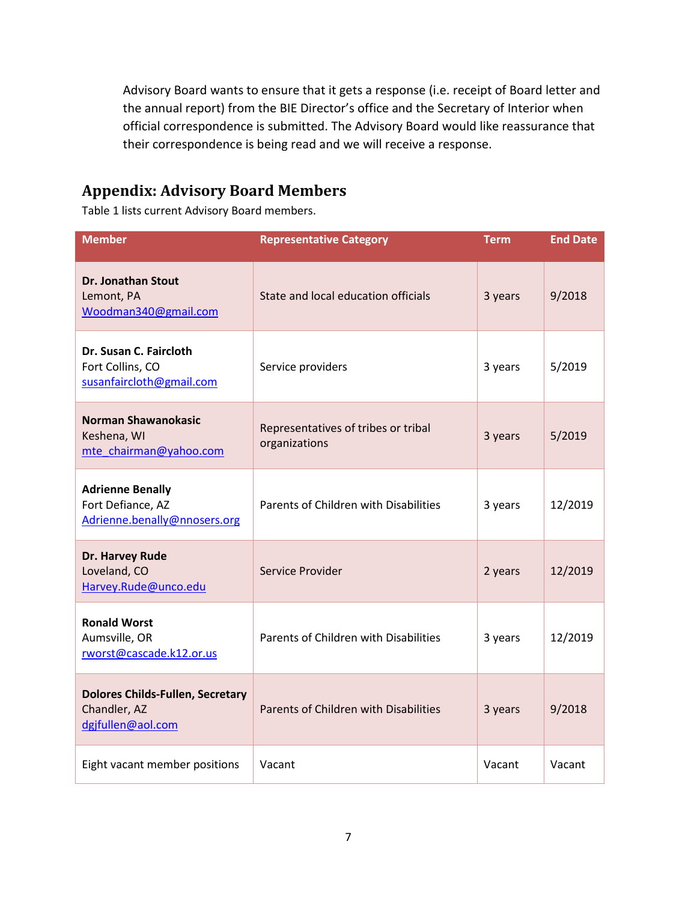Advisory Board wants to ensure that it gets a response (i.e. receipt of Board letter and the annual report) from the BIE Director's office and the Secretary of Interior when official correspondence is submitted. The Advisory Board would like reassurance that their correspondence is being read and we will receive a response.

## Appendix: Advisory Board Members

Table 1 lists current Advisory Board members.

| Member | Representative Category | Term | End Date |
|---|---|---|---|
| **Dr. Jonathan Stout**<br>Lemont, PA<br>Woodman340@gmail.com | State and local education officials | 3 years | 9/2018 |
| **Dr. Susan C. Faircloth**<br>Fort Collins, CO<br>susanfaircloth@gmail.com | Service providers | 3 years | 5/2019 |
| **Norman Shawanokasic**<br>Keshena, WI<br>mte_chairman@yahoo.com | Representatives of tribes or tribal organizations | 3 years | 5/2019 |
| **Adrienne Benally**<br>Fort Defiance, AZ<br>Adrienne.benally@nnosers.org | Parents of Children with Disabilities | 3 years | 12/2019 |
| **Dr. Harvey Rude**<br>Loveland, CO<br>Harvey.Rude@unco.edu | Service Provider | 2 years | 12/2019 |
| **Ronald Worst**<br>Aumsville, OR<br>rworst@cascade.k12.or.us | Parents of Children with Disabilities | 3 years | 12/2019 |
| **Dolores Childs-Fullen, Secretary**<br>Chandler, AZ<br>dgjfullen@aol.com | Parents of Children with Disabilities | 3 years | 9/2018 |
| Eight vacant member positions | Vacant | Vacant | Vacant |